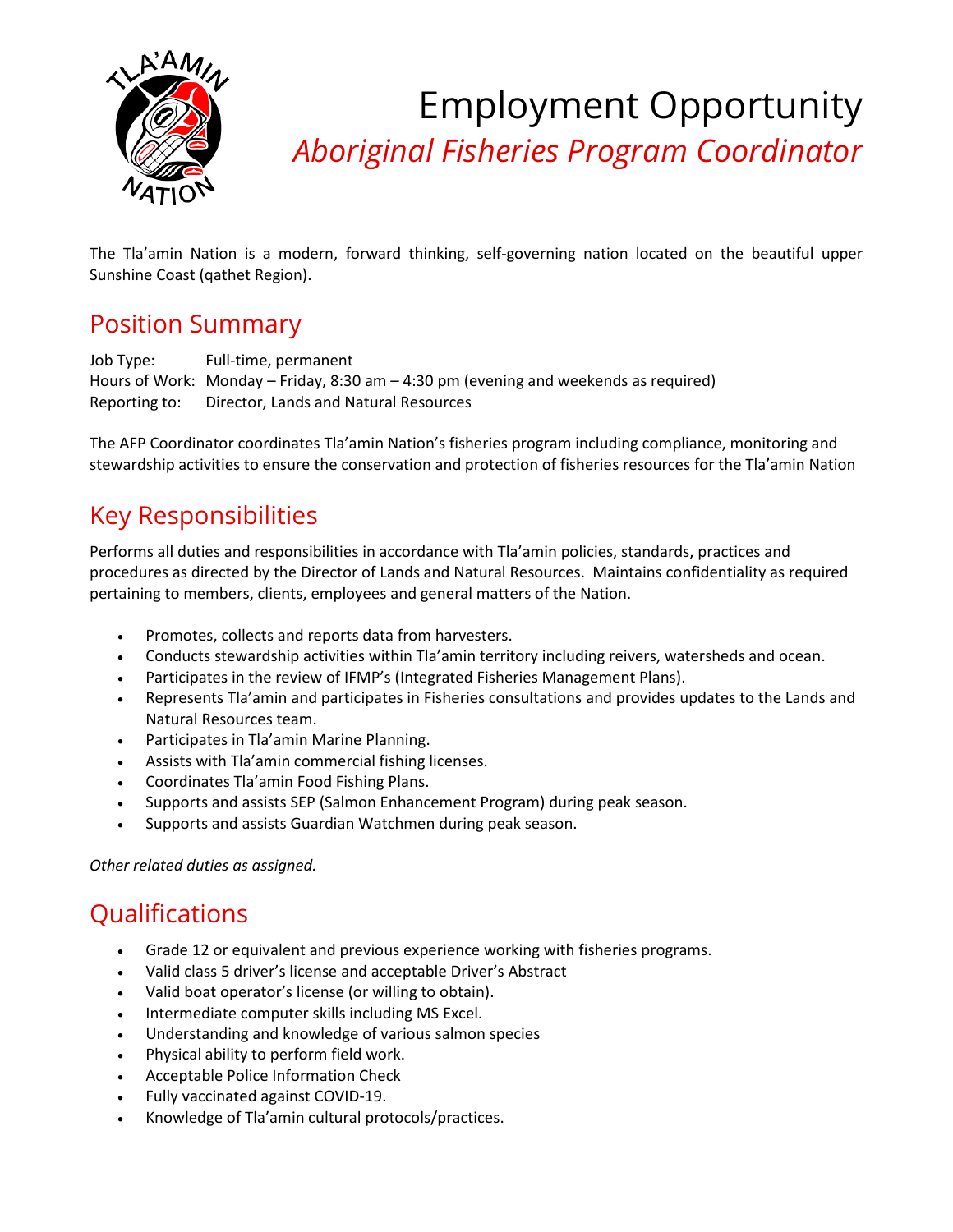# Employment Opportunity

## *Aboriginal Fisheries Program Coordinator*

The Tla'amin Nation is a modern, forward thinking, self-governing nation located on the beautiful upper Sunshine Coast (qathet Region).

## Position Summary

Job Type: Full-time, permanent
Hours of Work: Monday – Friday, 8:30 am – 4:30 pm (evening and weekends as required)
Reporting to: Director, Lands and Natural Resources

The AFP Coordinator coordinates Tla'amin Nation's fisheries program including compliance, monitoring and stewardship activities to ensure the conservation and protection of fisheries resources for the Tla'amin Nation

## Key Responsibilities

Performs all duties and responsibilities in accordance with Tla'amin policies, standards, practices and procedures as directed by the Director of Lands and Natural Resources. Maintains confidentiality as required pertaining to members, clients, employees and general matters of the Nation.

- Promotes, collects and reports data from harvesters.
- Conducts stewardship activities within Tla'amin territory including reivers, watersheds and ocean.
- Participates in the review of IFMP's (Integrated Fisheries Management Plans).
- Represents Tla'amin and participates in Fisheries consultations and provides updates to the Lands and Natural Resources team.
- Participates in Tla'amin Marine Planning.
- Assists with Tla'amin commercial fishing licenses.
- Coordinates Tla'amin Food Fishing Plans.
- Supports and assists SEP (Salmon Enhancement Program) during peak season.
- Supports and assists Guardian Watchmen during peak season.

*Other related duties as assigned.*

## Qualifications

- Grade 12 or equivalent and previous experience working with fisheries programs.
- Valid class 5 driver's license and acceptable Driver's Abstract
- Valid boat operator's license (or willing to obtain).
- Intermediate computer skills including MS Excel.
- Understanding and knowledge of various salmon species
- Physical ability to perform field work.
- Acceptable Police Information Check
- Fully vaccinated against COVID-19.
- Knowledge of Tla'amin cultural protocols/practices.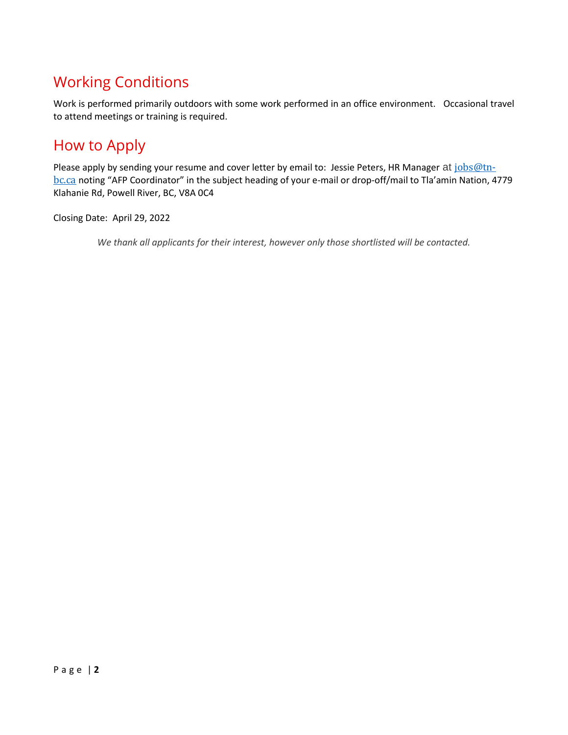## Working Conditions

Work is performed primarily outdoors with some work performed in an office environment. Occasional travel to attend meetings or training is required.

## How to Apply

Please apply by sending your resume and cover letter by email to: Jessie Peters, HR Manager at jobs@tn-bc.ca noting "AFP Coordinator" in the subject heading of your e-mail or drop-off/mail to Tla'amin Nation, 4779 Klahanie Rd, Powell River, BC, V8A 0C4

Closing Date: April 29, 2022

*We thank all applicants for their interest, however only those shortlisted will be contacted.*